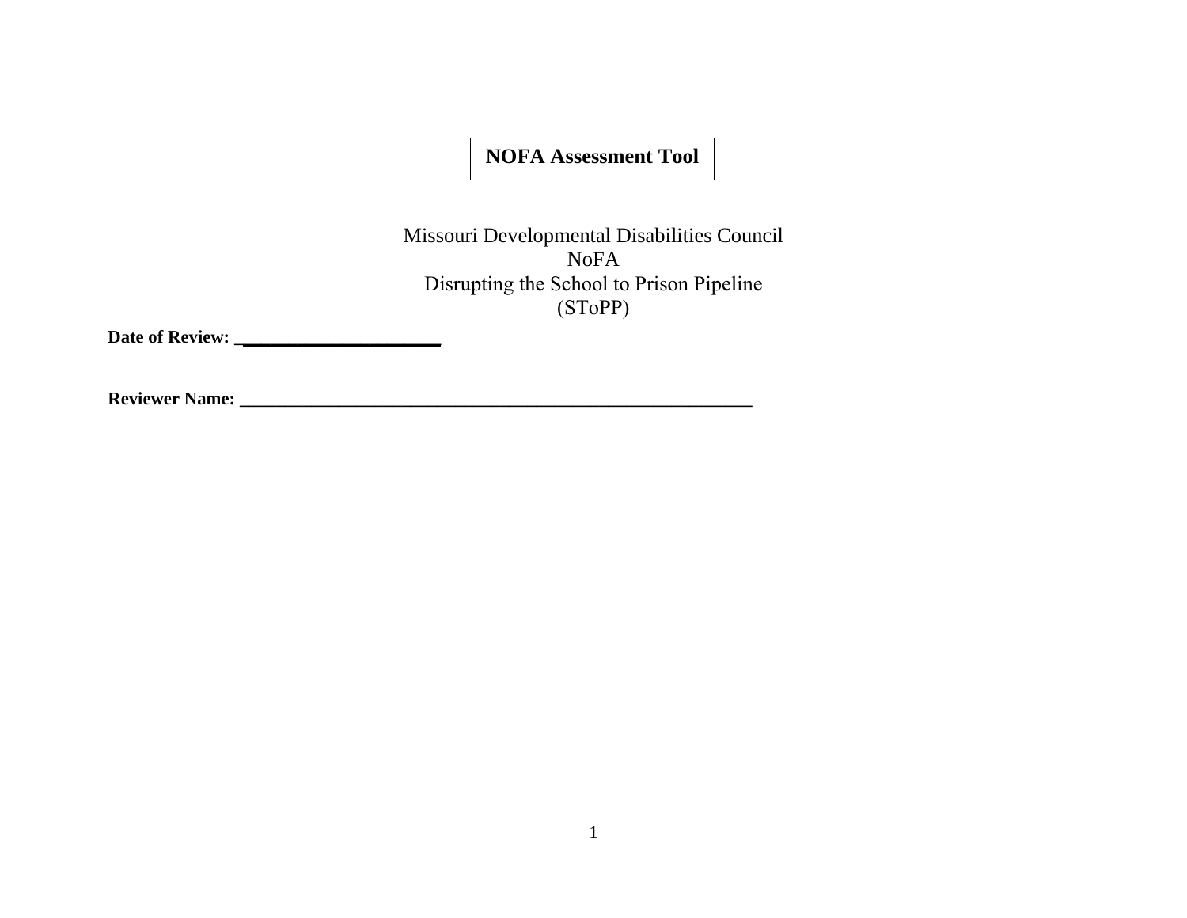# NOFA Assessment Tool

Missouri Developmental Disabilities Council
NoFA
Disrupting the School to Prison Pipeline
(SToPP)

**Date of Review: ______________________**

**Reviewer Name: __________________________________________________________**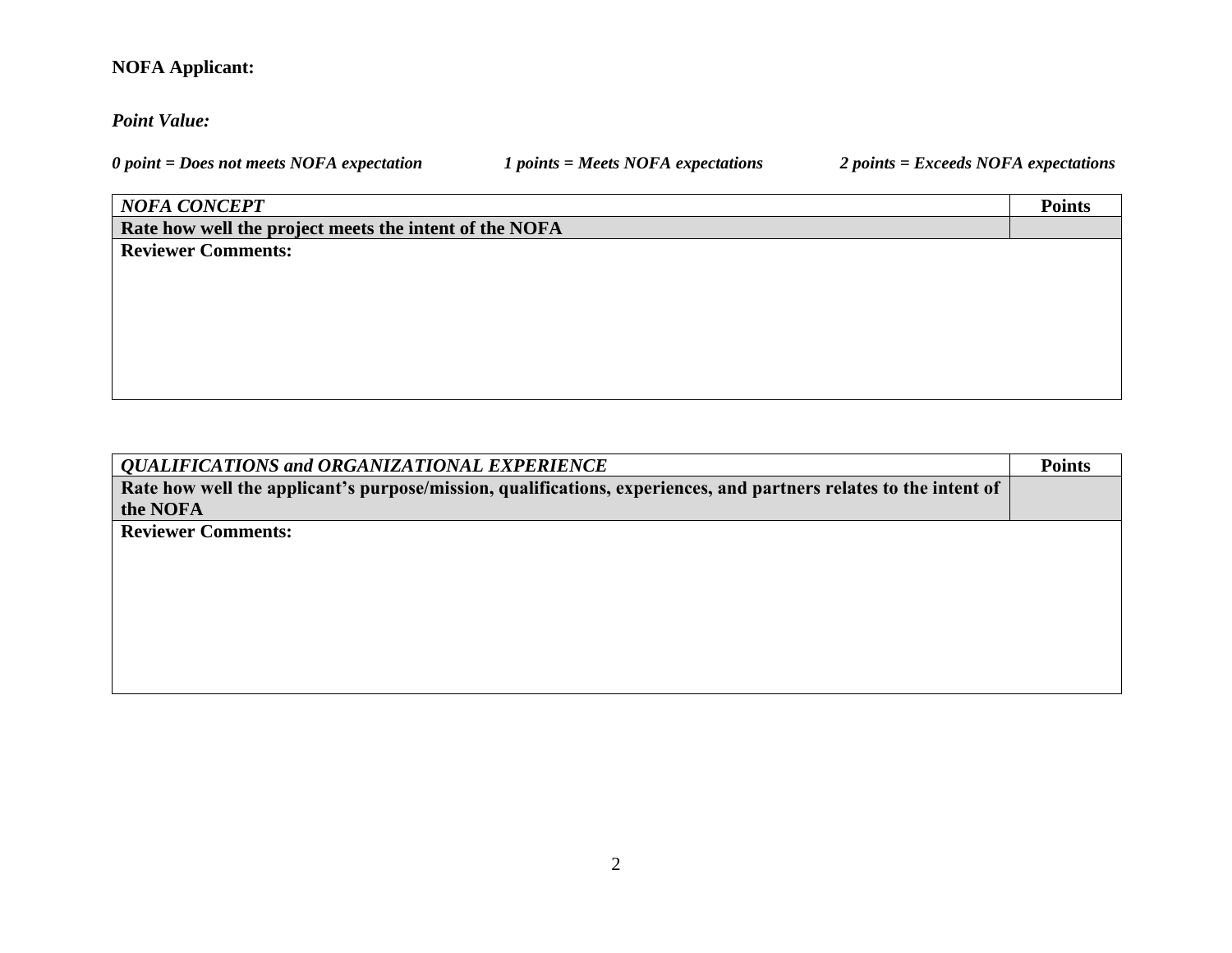**NOFA Applicant:**

***Point Value:***

***0 point = Does not meets NOFA expectation*** &nbsp;&nbsp;&nbsp;&nbsp; ***1 points = Meets NOFA expectations*** &nbsp;&nbsp;&nbsp;&nbsp; ***2 points = Exceeds NOFA expectations***

| ***NOFA CONCEPT*** | **Points** |
|---|---|
| **Rate how well the project meets the intent of the NOFA** | |
| **Reviewer Comments:** | |

| ***QUALIFICATIONS and ORGANIZATIONAL EXPERIENCE*** | **Points** |
|---|---|
| **Rate how well the applicant's purpose/mission, qualifications, experiences, and partners relates to the intent of the NOFA** | |
| **Reviewer Comments:** | |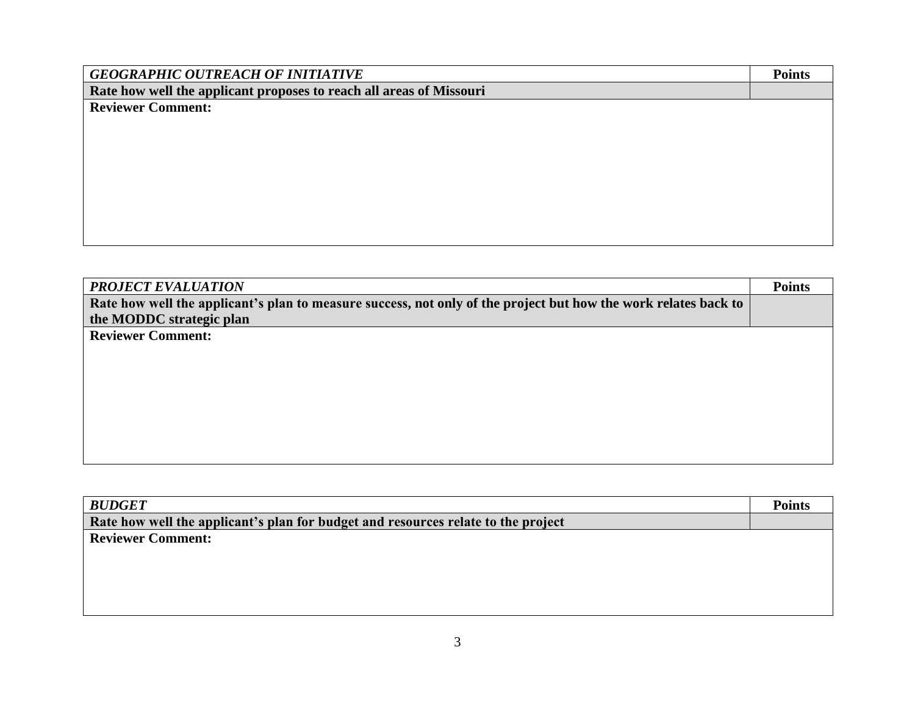| ***GEOGRAPHIC OUTREACH OF INITIATIVE*** | **Points** |
|---|---|
| **Rate how well the applicant proposes to reach all areas of Missouri** | |
| **Reviewer Comment:** | |

| ***PROJECT EVALUATION*** | **Points** |
|---|---|
| **Rate how well the applicant's plan to measure success, not only of the project but how the work relates back to the MODDC strategic plan** | |
| **Reviewer Comment:** | |

| ***BUDGET*** | **Points** |
|---|---|
| **Rate how well the applicant's plan for budget and resources relate to the project** | |
| **Reviewer Comment:** | |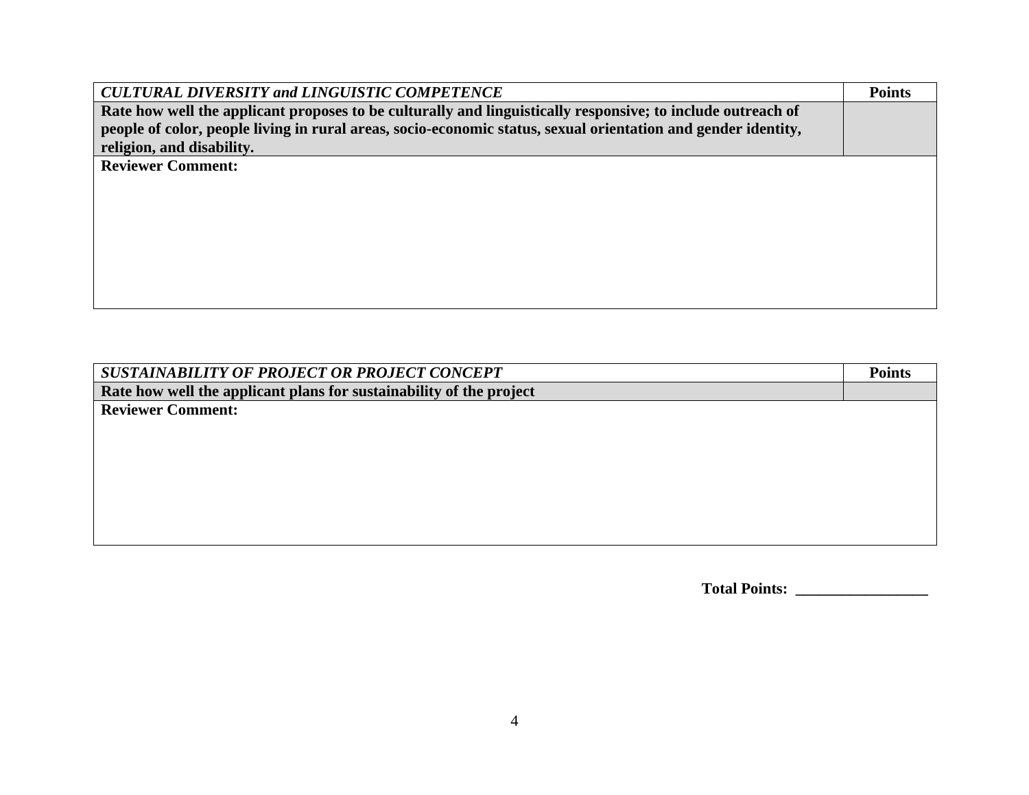| ***CULTURAL DIVERSITY and LINGUISTIC COMPETENCE*** | **Points** |
| --- | --- |
| **Rate how well the applicant proposes to be culturally and linguistically responsive; to include outreach of people of color, people living in rural areas, socio-economic status, sexual orientation and gender identity, religion, and disability.** | |
| **Reviewer Comment:** | |

| ***SUSTAINABILITY OF PROJECT OR PROJECT CONCEPT*** | **Points** |
| --- | --- |
| **Rate how well the applicant plans for sustainability of the project** | |
| **Reviewer Comment:** | |

**Total Points: _________________**